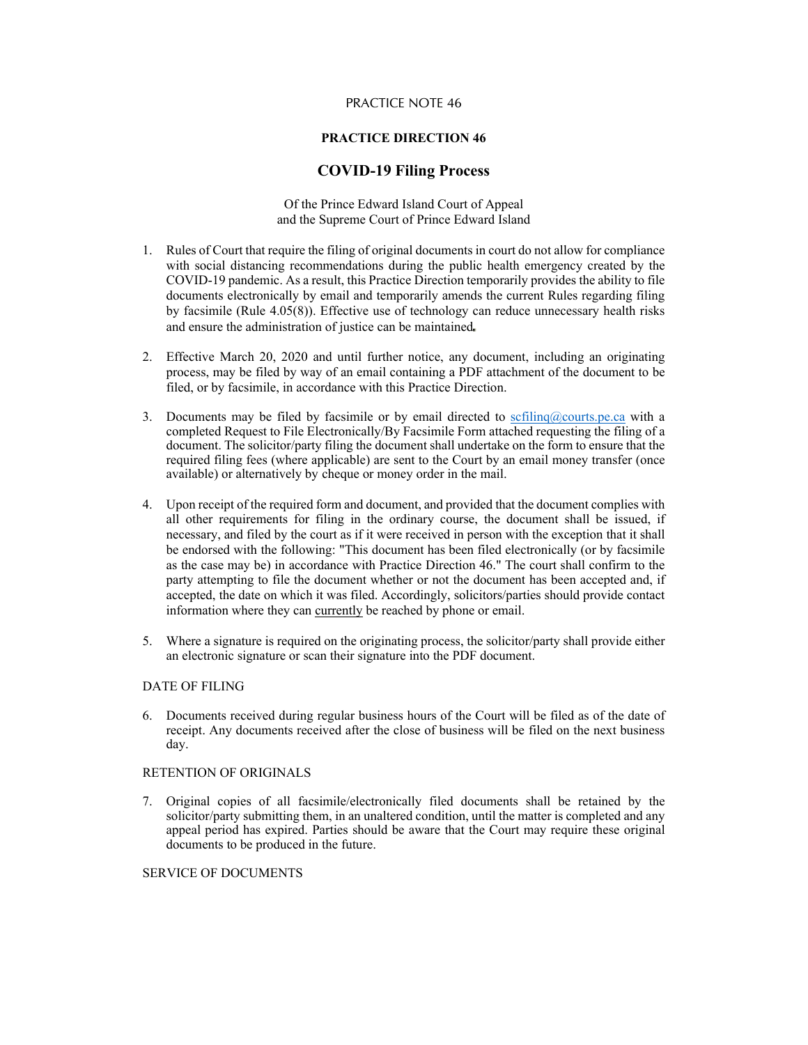PRACTICE NOTE 46

# PRACTICE DIRECTION 46

## COVID-19 Filing Process

Of the Prince Edward Island Court of Appeal
and the Supreme Court of Prince Edward Island

1. Rules of Court that require the filing of original documents in court do not allow for compliance with social distancing recommendations during the public health emergency created by the COVID-19 pandemic. As a result, this Practice Direction temporarily provides the ability to file documents electronically by email and temporarily amends the current Rules regarding filing by facsimile (Rule 4.05(8)). Effective use of technology can reduce unnecessary health risks and ensure the administration of justice can be maintained**.**

2. Effective March 20, 2020 and until further notice, any document, including an originating process, may be filed by way of an email containing a PDF attachment of the document to be filed, or by facsimile, in accordance with this Practice Direction.

3. Documents may be filed by facsimile or by email directed to scfilinq@courts.pe.ca with a completed Request to File Electronically/By Facsimile Form attached requesting the filing of a document. The solicitor/party filing the document shall undertake on the form to ensure that the required filing fees (where applicable) are sent to the Court by an email money transfer (once available) or alternatively by cheque or money order in the mail.

4. Upon receipt of the required form and document, and provided that the document complies with all other requirements for filing in the ordinary course, the document shall be issued, if necessary, and filed by the court as if it were received in person with the exception that it shall be endorsed with the following: "This document has been filed electronically (or by facsimile as the case may be) in accordance with Practice Direction 46." The court shall confirm to the party attempting to file the document whether or not the document has been accepted and, if accepted, the date on which it was filed. Accordingly, solicitors/parties should provide contact information where they can <u>currently</u> be reached by phone or email.

5. Where a signature is required on the originating process, the solicitor/party shall provide either an electronic signature or scan their signature into the PDF document.

DATE OF FILING

6. Documents received during regular business hours of the Court will be filed as of the date of receipt. Any documents received after the close of business will be filed on the next business day.

RETENTION OF ORIGINALS

7. Original copies of all facsimile/electronically filed documents shall be retained by the solicitor/party submitting them, in an unaltered condition, until the matter is completed and any appeal period has expired. Parties should be aware that the Court may require these original documents to be produced in the future.

SERVICE OF DOCUMENTS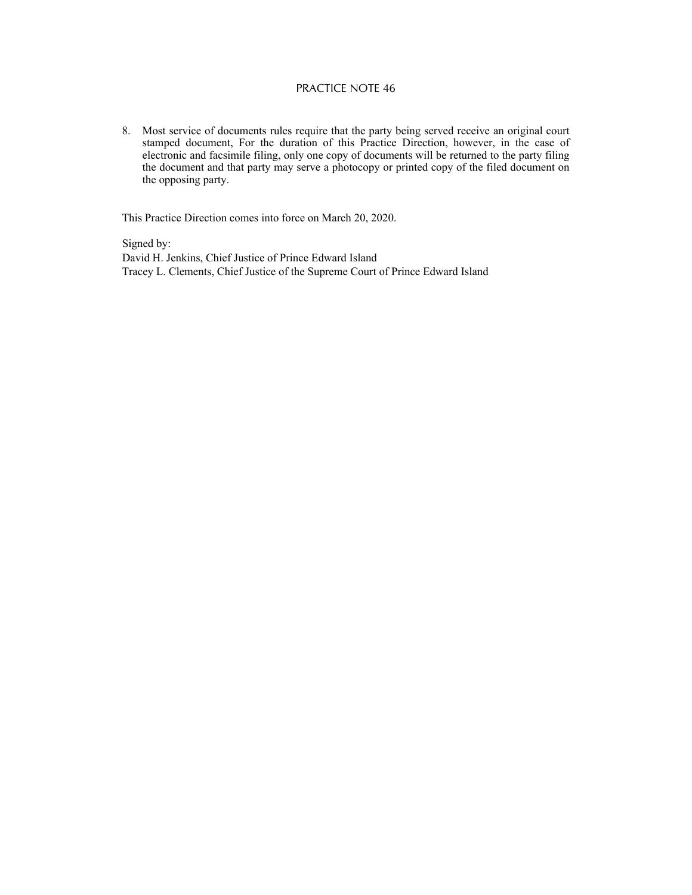8. Most service of documents rules require that the party being served receive an original court stamped document, For the duration of this Practice Direction, however, in the case of electronic and facsimile filing, only one copy of documents will be returned to the party filing the document and that party may serve a photocopy or printed copy of the filed document on the opposing party.

This Practice Direction comes into force on March 20, 2020.

Signed by:
David H. Jenkins, Chief Justice of Prince Edward Island
Tracey L. Clements, Chief Justice of the Supreme Court of Prince Edward Island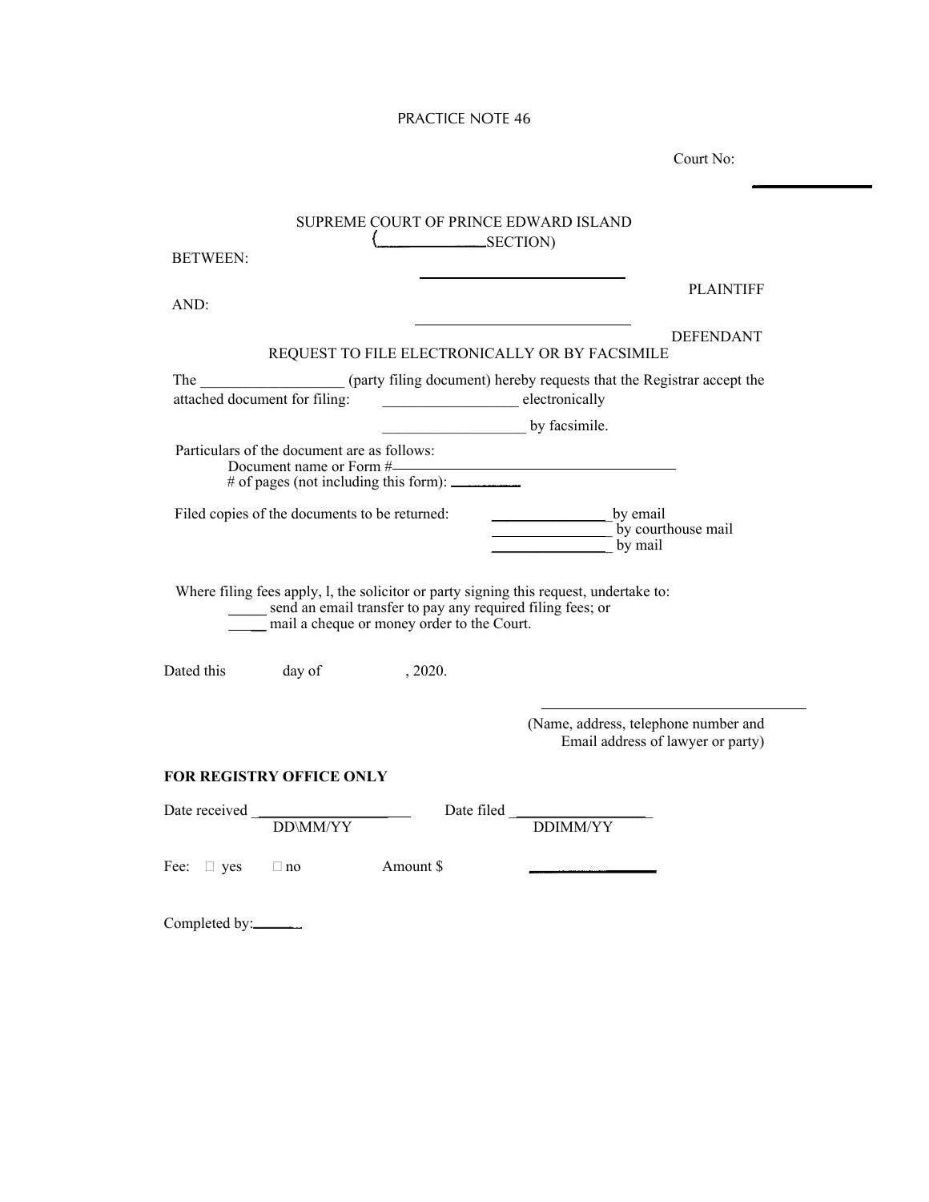PRACTICE NOTE 46

Court No: ______________

SUPREME COURT OF PRINCE EDWARD ISLAND
(______________SECTION)

BETWEEN:

______________________________

PLAINTIFF

AND:

______________________________

DEFENDANT

REQUEST TO FILE ELECTRONICALLY OR BY FACSIMILE

The ___________________ (party filing document) hereby requests that the Registrar accept the attached document for filing: __________________ electronically

___________________ by facsimile.

Particulars of the document are as follows:
Document name or Form #________________________________________
# of pages (not including this form): ________

Filed copies of the documents to be returned: ________________by email
________________ by courthouse mail
________________ by mail

Where filing fees apply, l, the solicitor or party signing this request, undertake to:
_____ send an email transfer to pay any required filing fees; or
_____ mail a cheque or money order to the Court.

Dated this day of , 2020.

______________________________________
(Name, address, telephone number and Email address of lawyer or party)

**FOR REGISTRY OFFICE ONLY**

Date received ______________________ Date filed ___________________
DD\MM/YY DDIMM/YY

Fee: □ yes □ no Amount $ ______________

Completed by:______